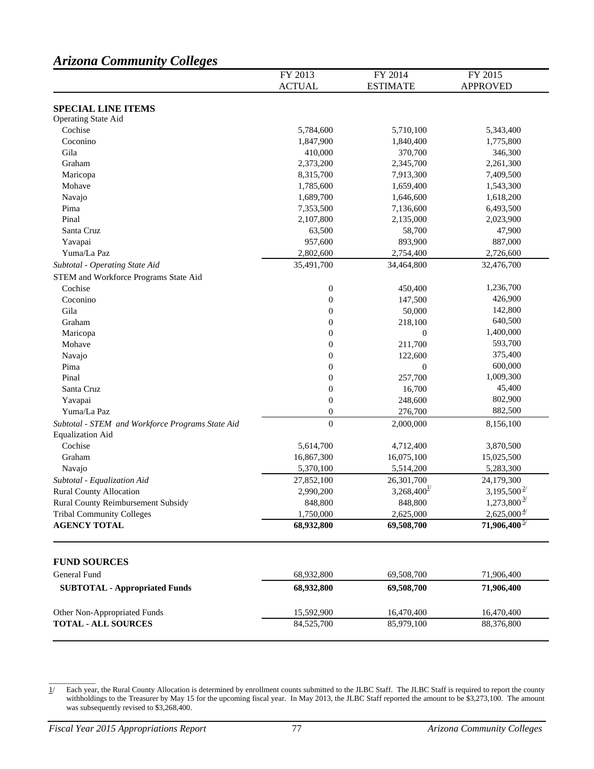## Arizona Community Colleges

| | FY 2013 ACTUAL | FY 2014 ESTIMATE | FY 2015 APPROVED |
|---|---|---|---|
| **SPECIAL LINE ITEMS** | | | |
| Operating State Aid | | | |
| Cochise | 5,784,600 | 5,710,100 | 5,343,400 |
| Coconino | 1,847,900 | 1,840,400 | 1,775,800 |
| Gila | 410,000 | 370,700 | 346,300 |
| Graham | 2,373,200 | 2,345,700 | 2,261,300 |
| Maricopa | 8,315,700 | 7,913,300 | 7,409,500 |
| Mohave | 1,785,600 | 1,659,400 | 1,543,300 |
| Navajo | 1,689,700 | 1,646,600 | 1,618,200 |
| Pima | 7,353,500 | 7,136,600 | 6,493,500 |
| Pinal | 2,107,800 | 2,135,000 | 2,023,900 |
| Santa Cruz | 63,500 | 58,700 | 47,900 |
| Yavapai | 957,600 | 893,900 | 887,000 |
| Yuma/La Paz | 2,802,600 | 2,754,400 | 2,726,600 |
| *Subtotal - Operating State Aid* | 35,491,700 | 34,464,800 | 32,476,700 |
| STEM and Workforce Programs State Aid | | | |
| Cochise | 0 | 450,400 | 1,236,700 |
| Coconino | 0 | 147,500 | 426,900 |
| Gila | 0 | 50,000 | 142,800 |
| Graham | 0 | 218,100 | 640,500 |
| Maricopa | 0 | 0 | 1,400,000 |
| Mohave | 0 | 211,700 | 593,700 |
| Navajo | 0 | 122,600 | 375,400 |
| Pima | 0 | 0 | 600,000 |
| Pinal | 0 | 257,700 | 1,009,300 |
| Santa Cruz | 0 | 16,700 | 45,400 |
| Yavapai | 0 | 248,600 | 802,900 |
| Yuma/La Paz | 0 | 276,700 | 882,500 |
| *Subtotal - STEM and Workforce Programs State Aid* | 0 | 2,000,000 | 8,156,100 |
| Equalization Aid | | | |
| Cochise | 5,614,700 | 4,712,400 | 3,870,500 |
| Graham | 16,867,300 | 16,075,100 | 15,025,500 |
| Navajo | 5,370,100 | 5,514,200 | 5,283,300 |
| *Subtotal - Equalization Aid* | 27,852,100 | 26,301,700 | 24,179,300 |
| Rural County Allocation | 2,990,200 | 3,268,400 [1/] | 3,195,500 [2/] |
| Rural County Reimbursement Subsidy | 848,800 | 848,800 | 1,273,800 [3/] |
| Tribal Community Colleges | 1,750,000 | 2,625,000 | 2,625,000 [4/] |
| **AGENCY TOTAL** | **68,932,800** | **69,508,700** | **71,906,400** [5/] |
| | | | |
| **FUND SOURCES** | | | |
| General Fund | 68,932,800 | 69,508,700 | 71,906,400 |
| **SUBTOTAL - Appropriated Funds** | **68,932,800** | **69,508,700** | **71,906,400** |
| Other Non-Appropriated Funds | 15,592,900 | 16,470,400 | 16,470,400 |
| **TOTAL - ALL SOURCES** | 84,525,700 | 85,979,100 | 88,376,800 |

1/ Each year, the Rural County Allocation is determined by enrollment counts submitted to the JLBC Staff. The JLBC Staff is required to report the county withholdings to the Treasurer by May 15 for the upcoming fiscal year. In May 2013, the JLBC Staff reported the amount to be $3,273,100. The amount was subsequently revised to $3,268,400.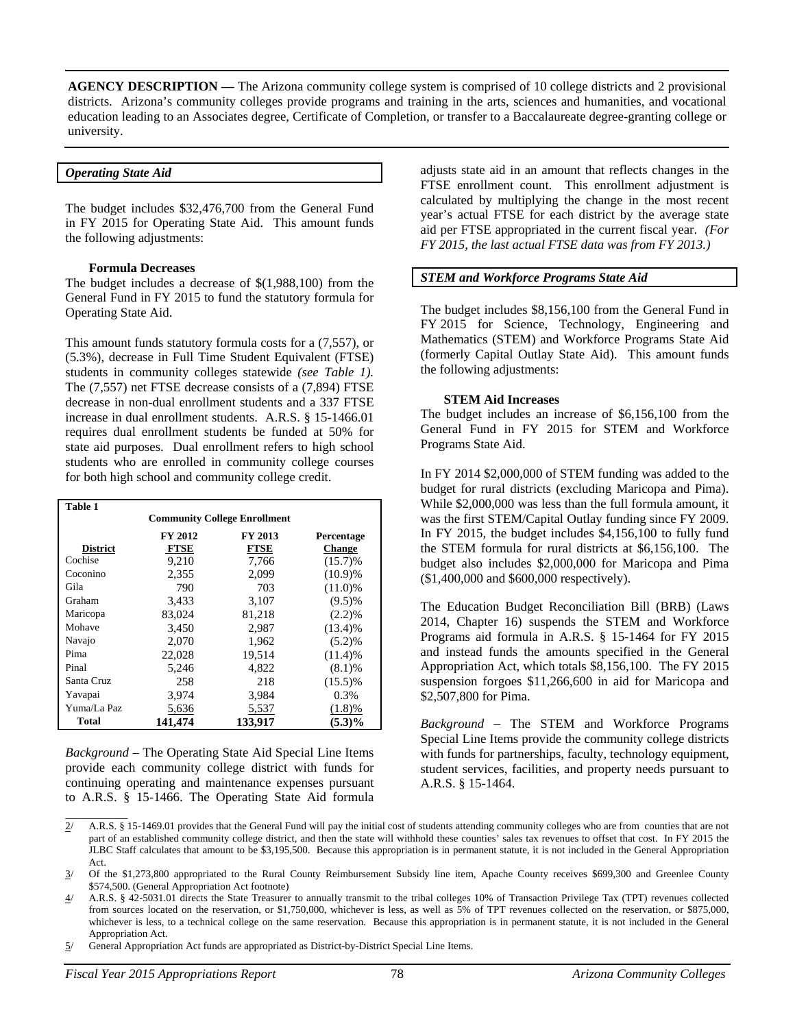**AGENCY DESCRIPTION —** The Arizona community college system is comprised of 10 college districts and 2 provisional districts. Arizona's community colleges provide programs and training in the arts, sciences and humanities, and vocational education leading to an Associates degree, Certificate of Completion, or transfer to a Baccalaureate degree-granting college or university.

### *Operating State Aid*

The budget includes $32,476,700 from the General Fund in FY 2015 for Operating State Aid. This amount funds the following adjustments:

**Formula Decreases**

The budget includes a decrease of $(1,988,100) from the General Fund in FY 2015 to fund the statutory formula for Operating State Aid.

This amount funds statutory formula costs for a (7,557), or (5.3%), decrease in Full Time Student Equivalent (FTSE) students in community colleges statewide *(see Table 1).* The (7,557) net FTSE decrease consists of a (7,894) FTSE decrease in non-dual enrollment students and a 337 FTSE increase in dual enrollment students. A.R.S. § 15-1466.01 requires dual enrollment students be funded at 50% for state aid purposes. Dual enrollment refers to high school students who are enrolled in community college courses for both high school and community college credit.

**Table 1**

**Community College Enrollment**

| District | FY 2012 FTSE | FY 2013 FTSE | Percentage Change |
|---|---|---|---|
| Cochise | 9,210 | 7,766 | (15.7)% |
| Coconino | 2,355 | 2,099 | (10.9)% |
| Gila | 790 | 703 | (11.0)% |
| Graham | 3,433 | 3,107 | (9.5)% |
| Maricopa | 83,024 | 81,218 | (2.2)% |
| Mohave | 3,450 | 2,987 | (13.4)% |
| Navajo | 2,070 | 1,962 | (5.2)% |
| Pima | 22,028 | 19,514 | (11.4)% |
| Pinal | 5,246 | 4,822 | (8.1)% |
| Santa Cruz | 258 | 218 | (15.5)% |
| Yavapai | 3,974 | 3,984 | 0.3% |
| Yuma/La Paz | 5,636 | 5,537 | (1.8)% |
| **Total** | **141,474** | **133,917** | **(5.3)%** |

*Background* – The Operating State Aid Special Line Items provide each community college district with funds for continuing operating and maintenance expenses pursuant to A.R.S. § 15-1466. The Operating State Aid formula adjusts state aid in an amount that reflects changes in the FTSE enrollment count. This enrollment adjustment is calculated by multiplying the change in the most recent year's actual FTSE for each district by the average state aid per FTSE appropriated in the current fiscal year. *(For FY 2015, the last actual FTSE data was from FY 2013.)*

### *STEM and Workforce Programs State Aid*

The budget includes $8,156,100 from the General Fund in FY 2015 for Science, Technology, Engineering and Mathematics (STEM) and Workforce Programs State Aid (formerly Capital Outlay State Aid). This amount funds the following adjustments:

**STEM Aid Increases**

The budget includes an increase of $6,156,100 from the General Fund in FY 2015 for STEM and Workforce Programs State Aid.

In FY 2014 $2,000,000 of STEM funding was added to the budget for rural districts (excluding Maricopa and Pima). While $2,000,000 was less than the full formula amount, it was the first STEM/Capital Outlay funding since FY 2009. In FY 2015, the budget includes $4,156,100 to fully fund the STEM formula for rural districts at $6,156,100. The budget also includes $2,000,000 for Maricopa and Pima ($1,400,000 and $600,000 respectively).

The Education Budget Reconciliation Bill (BRB) (Laws 2014, Chapter 16) suspends the STEM and Workforce Programs aid formula in A.R.S. § 15-1464 for FY 2015 and instead funds the amounts specified in the General Appropriation Act, which totals $8,156,100. The FY 2015 suspension forgoes $11,266,600 in aid for Maricopa and $2,507,800 for Pima.

*Background* – The STEM and Workforce Programs Special Line Items provide the community college districts with funds for partnerships, faculty, technology equipment, student services, facilities, and property needs pursuant to A.R.S. § 15-1464.

---

2/ A.R.S. § 15-1469.01 provides that the General Fund will pay the initial cost of students attending community colleges who are from counties that are not part of an established community college district, and then the state will withhold these counties' sales tax revenues to offset that cost. In FY 2015 the JLBC Staff calculates that amount to be $3,195,500. Because this appropriation is in permanent statute, it is not included in the General Appropriation Act.

3/ Of the $1,273,800 appropriated to the Rural County Reimbursement Subsidy line item, Apache County receives $699,300 and Greenlee County $574,500. (General Appropriation Act footnote)

4/ A.R.S. § 42-5031.01 directs the State Treasurer to annually transmit to the tribal colleges 10% of Transaction Privilege Tax (TPT) revenues collected from sources located on the reservation, or $1,750,000, whichever is less, as well as 5% of TPT revenues collected on the reservation, or $875,000, whichever is less, to a technical college on the same reservation. Because this appropriation is in permanent statute, it is not included in the General Appropriation Act.

5/ General Appropriation Act funds are appropriated as District-by-District Special Line Items.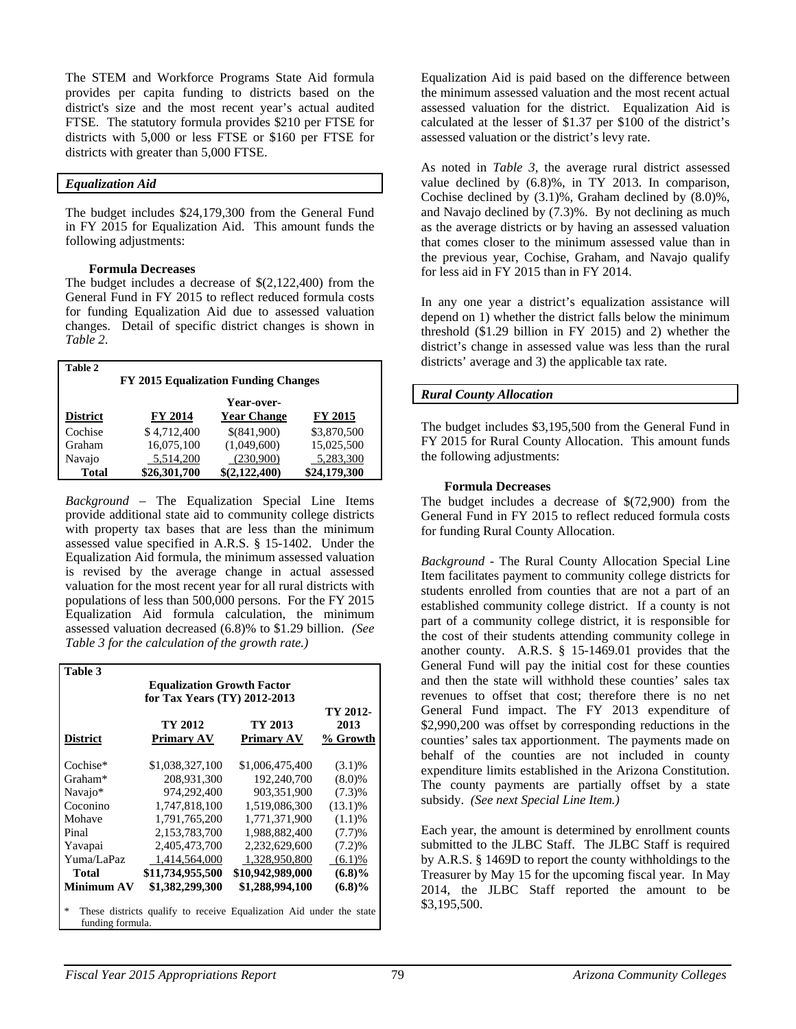The STEM and Workforce Programs State Aid formula provides per capita funding to districts based on the district's size and the most recent year's actual audited FTSE. The statutory formula provides $210 per FTSE for districts with 5,000 or less FTSE or $160 per FTSE for districts with greater than 5,000 FTSE.

### *Equalization Aid*

The budget includes $24,179,300 from the General Fund in FY 2015 for Equalization Aid. This amount funds the following adjustments:

**Formula Decreases**

The budget includes a decrease of $(2,122,400) from the General Fund in FY 2015 to reflect reduced formula costs for funding Equalization Aid due to assessed valuation changes. Detail of specific district changes is shown in *Table 2*.

**Table 2**

**FY 2015 Equalization Funding Changes**

| District | FY 2014 | Year-over-Year Change | FY 2015 |
|---|---|---|---|
| Cochise | $ 4,712,400 | $(841,900) | $3,870,500 |
| Graham | 16,075,100 | (1,049,600) | 15,025,500 |
| Navajo | 5,514,200 | (230,900) | 5,283,300 |
| **Total** | **$26,301,700** | **$(2,122,400)** | **$24,179,300** |

*Background* – The Equalization Special Line Items provide additional state aid to community college districts with property tax bases that are less than the minimum assessed value specified in A.R.S. § 15-1402. Under the Equalization Aid formula, the minimum assessed valuation is revised by the average change in actual assessed valuation for the most recent year for all rural districts with populations of less than 500,000 persons. For the FY 2015 Equalization Aid formula calculation, the minimum assessed valuation decreased (6.8)% to $1.29 billion. *(See Table 3 for the calculation of the growth rate.)*

**Table 3**

**Equalization Growth Factor for Tax Years (TY) 2012-2013**

| District | TY 2012 Primary AV | TY 2013 Primary AV | TY 2012-2013 % Growth |
|---|---|---|---|
| Cochise* | $1,038,327,100 | $1,006,475,400 | (3.1)% |
| Graham* | 208,931,300 | 192,240,700 | (8.0)% |
| Navajo* | 974,292,400 | 903,351,900 | (7.3)% |
| Coconino | 1,747,818,100 | 1,519,086,300 | (13.1)% |
| Mohave | 1,791,765,200 | 1,771,371,900 | (1.1)% |
| Pinal | 2,153,783,700 | 1,988,882,400 | (7.7)% |
| Yavapai | 2,405,473,700 | 2,232,629,600 | (7.2)% |
| Yuma/LaPaz | 1,414,564,000 | 1,328,950,800 | (6.1)% |
| **Total** | **$11,734,955,500** | **$10,942,989,000** | **(6.8)%** |
| **Minimum AV** | **$1,382,299,300** | **$1,288,994,100** | **(6.8)%** |

\* These districts qualify to receive Equalization Aid under the state funding formula.

Equalization Aid is paid based on the difference between the minimum assessed valuation and the most recent actual assessed valuation for the district. Equalization Aid is calculated at the lesser of $1.37 per $100 of the district's assessed valuation or the district's levy rate.

As noted in *Table 3*, the average rural district assessed value declined by (6.8)%, in TY 2013. In comparison, Cochise declined by (3.1)%, Graham declined by (8.0)%, and Navajo declined by (7.3)%. By not declining as much as the average districts or by having an assessed valuation that comes closer to the minimum assessed value than in the previous year, Cochise, Graham, and Navajo qualify for less aid in FY 2015 than in FY 2014.

In any one year a district's equalization assistance will depend on 1) whether the district falls below the minimum threshold ($1.29 billion in FY 2015) and 2) whether the district's change in assessed value was less than the rural districts' average and 3) the applicable tax rate.

### *Rural County Allocation*

The budget includes $3,195,500 from the General Fund in FY 2015 for Rural County Allocation. This amount funds the following adjustments:

**Formula Decreases**

The budget includes a decrease of $(72,900) from the General Fund in FY 2015 to reflect reduced formula costs for funding Rural County Allocation.

*Background* - The Rural County Allocation Special Line Item facilitates payment to community college districts for students enrolled from counties that are not a part of an established community college district. If a county is not part of a community college district, it is responsible for the cost of their students attending community college in another county. A.R.S. § 15-1469.01 provides that the General Fund will pay the initial cost for these counties and then the state will withhold these counties' sales tax revenues to offset that cost; therefore there is no net General Fund impact. The FY 2013 expenditure of $2,990,200 was offset by corresponding reductions in the counties' sales tax apportionment. The payments made on behalf of the counties are not included in county expenditure limits established in the Arizona Constitution. The county payments are partially offset by a state subsidy. *(See next Special Line Item.)*

Each year, the amount is determined by enrollment counts submitted to the JLBC Staff. The JLBC Staff is required by A.R.S. § 1469D to report the county withholdings to the Treasurer by May 15 for the upcoming fiscal year. In May 2014, the JLBC Staff reported the amount to be $3,195,500.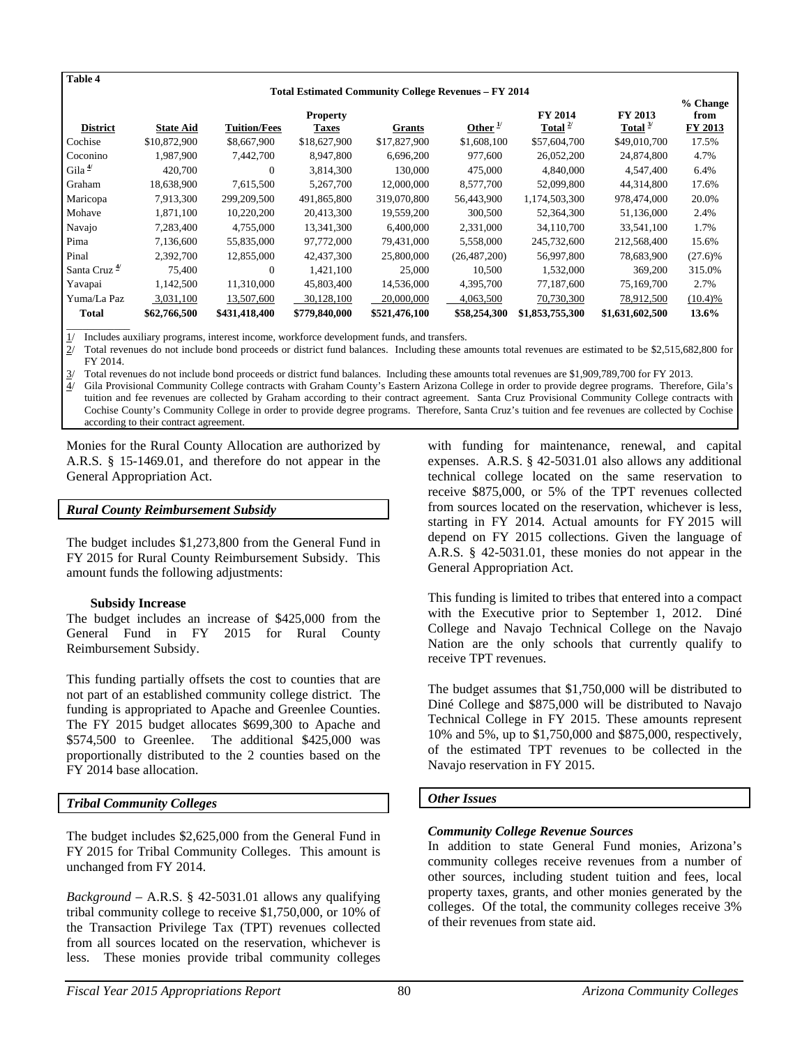**Table 4**

**Total Estimated Community College Revenues – FY 2014**

| District | State Aid | Tuition/Fees | Property Taxes | Grants | Other [1] | FY 2014 Total [2] | FY 2013 Total [3] | % Change from FY 2013 |
|---|---|---|---|---|---|---|---|---|
| Cochise | $10,872,900 | $8,667,900 | $18,627,900 | $17,827,900 | $1,608,100 | $57,604,700 | $49,010,700 | 17.5% |
| Coconino | 1,987,900 | 7,442,700 | 8,947,800 | 6,696,200 | 977,600 | 26,052,200 | 24,874,800 | 4.7% |
| Gila [4] | 420,700 | 0 | 3,814,300 | 130,000 | 475,000 | 4,840,000 | 4,547,400 | 6.4% |
| Graham | 18,638,900 | 7,615,500 | 5,267,700 | 12,000,000 | 8,577,700 | 52,099,800 | 44,314,800 | 17.6% |
| Maricopa | 7,913,300 | 299,209,500 | 491,865,800 | 319,070,800 | 56,443,900 | 1,174,503,300 | 978,474,000 | 20.0% |
| Mohave | 1,871,100 | 10,220,200 | 20,413,300 | 19,559,200 | 300,500 | 52,364,300 | 51,136,000 | 2.4% |
| Navajo | 7,283,400 | 4,755,000 | 13,341,300 | 6,400,000 | 2,331,000 | 34,110,700 | 33,541,100 | 1.7% |
| Pima | 7,136,600 | 55,835,000 | 97,772,000 | 79,431,000 | 5,558,000 | 245,732,600 | 212,568,400 | 15.6% |
| Pinal | 2,392,700 | 12,855,000 | 42,437,300 | 25,800,000 | (26,487,200) | 56,997,800 | 78,683,900 | (27.6)% |
| Santa Cruz [4] | 75,400 | 0 | 1,421,100 | 25,000 | 10,500 | 1,532,000 | 369,200 | 315.0% |
| Yavapai | 1,142,500 | 11,310,000 | 45,803,400 | 14,536,000 | 4,395,700 | 77,187,600 | 75,169,700 | 2.7% |
| Yuma/La Paz | 3,031,100 | 13,507,600 | 30,128,100 | 20,000,000 | 4,063,500 | 70,730,300 | 78,912,500 | (10.4)% |
| **Total** | **$62,766,500** | **$431,418,400** | **$779,840,000** | **$521,476,100** | **$58,254,300** | **$1,853,755,300** | **$1,631,602,500** | **13.6%** |

1/ Includes auxiliary programs, interest income, workforce development funds, and transfers.
2/ Total revenues do not include bond proceeds or district fund balances. Including these amounts total revenues are estimated to be $2,515,682,800 for FY 2014.
3/ Total revenues do not include bond proceeds or district fund balances. Including these amounts total revenues are $1,909,789,700 for FY 2013.
4/ Gila Provisional Community College contracts with Graham County's Eastern Arizona College in order to provide degree programs. Therefore, Gila's tuition and fee revenues are collected by Graham according to their contract agreement. Santa Cruz Provisional Community College contracts with Cochise County's Community College in order to provide degree programs. Therefore, Santa Cruz's tuition and fee revenues are collected by Cochise according to their contract agreement.

Monies for the Rural County Allocation are authorized by A.R.S. § 15-1469.01, and therefore do not appear in the General Appropriation Act.

### *Rural County Reimbursement Subsidy*

The budget includes $1,273,800 from the General Fund in FY 2015 for Rural County Reimbursement Subsidy. This amount funds the following adjustments:

**Subsidy Increase**

The budget includes an increase of $425,000 from the General Fund in FY 2015 for Rural County Reimbursement Subsidy.

This funding partially offsets the cost to counties that are not part of an established community college district. The funding is appropriated to Apache and Greenlee Counties. The FY 2015 budget allocates $699,300 to Apache and $574,500 to Greenlee. The additional $425,000 was proportionally distributed to the 2 counties based on the FY 2014 base allocation.

### *Tribal Community Colleges*

The budget includes $2,625,000 from the General Fund in FY 2015 for Tribal Community Colleges. This amount is unchanged from FY 2014.

*Background* – A.R.S. § 42-5031.01 allows any qualifying tribal community college to receive $1,750,000, or 10% of the Transaction Privilege Tax (TPT) revenues collected from all sources located on the reservation, whichever is less. These monies provide tribal community colleges with funding for maintenance, renewal, and capital expenses. A.R.S. § 42-5031.01 also allows any additional technical college located on the same reservation to receive $875,000, or 5% of the TPT revenues collected from sources located on the reservation, whichever is less, starting in FY 2014. Actual amounts for FY 2015 will depend on FY 2015 collections. Given the language of A.R.S. § 42-5031.01, these monies do not appear in the General Appropriation Act.

This funding is limited to tribes that entered into a compact with the Executive prior to September 1, 2012. Diné College and Navajo Technical College on the Navajo Nation are the only schools that currently qualify to receive TPT revenues.

The budget assumes that $1,750,000 will be distributed to Diné College and $875,000 will be distributed to Navajo Technical College in FY 2015. These amounts represent 10% and 5%, up to $1,750,000 and $875,000, respectively, of the estimated TPT revenues to be collected in the Navajo reservation in FY 2015.

### *Other Issues*

***Community College Revenue Sources***

In addition to state General Fund monies, Arizona's community colleges receive revenues from a number of other sources, including student tuition and fees, local property taxes, grants, and other monies generated by the colleges. Of the total, the community colleges receive 3% of their revenues from state aid.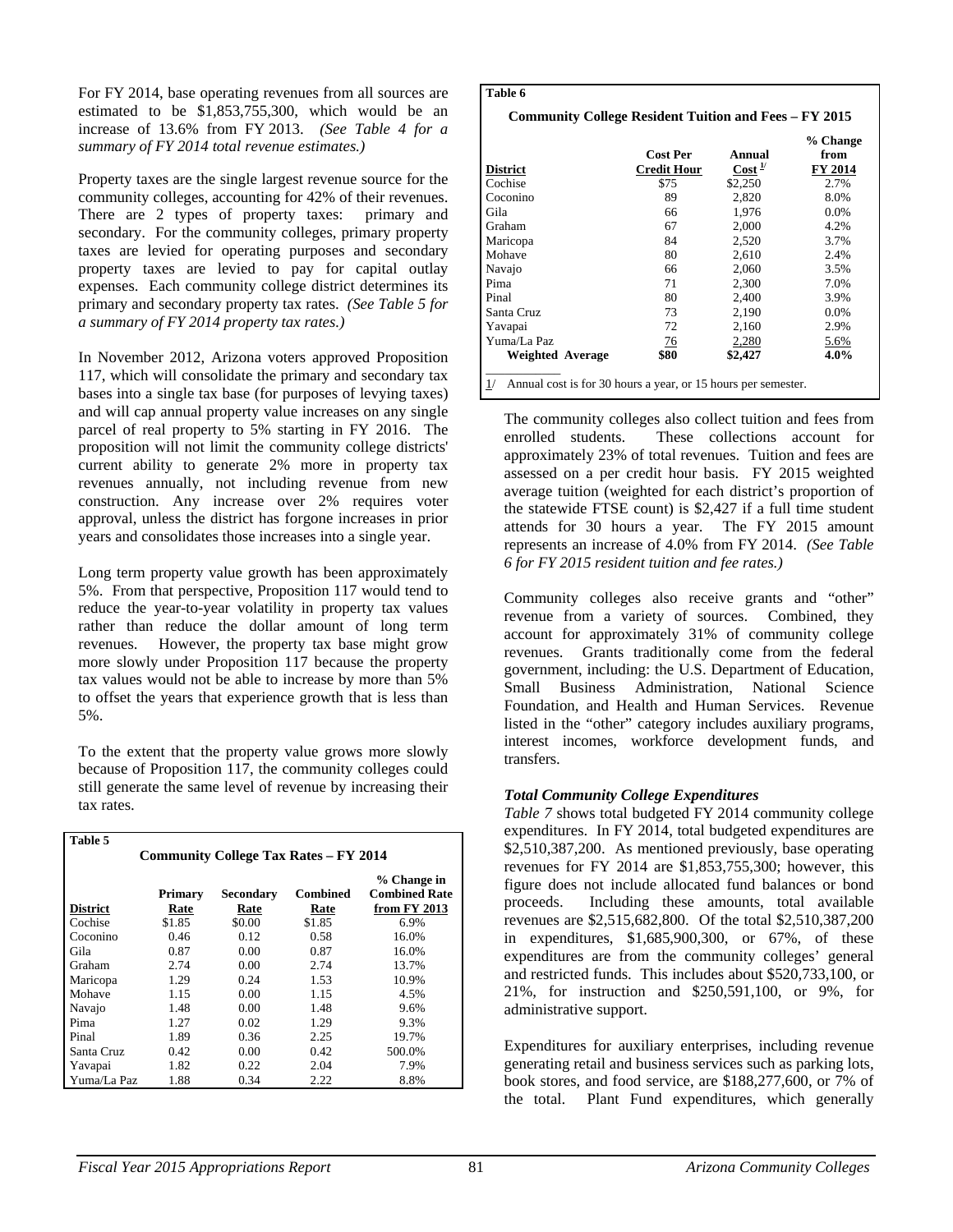For FY 2014, base operating revenues from all sources are estimated to be $1,853,755,300, which would be an increase of 13.6% from FY 2013. *(See Table 4 for a summary of FY 2014 total revenue estimates.)*

Property taxes are the single largest revenue source for the community colleges, accounting for 42% of their revenues. There are 2 types of property taxes: primary and secondary. For the community colleges, primary property taxes are levied for operating purposes and secondary property taxes are levied to pay for capital outlay expenses. Each community college district determines its primary and secondary property tax rates. *(See Table 5 for a summary of FY 2014 property tax rates.)*

In November 2012, Arizona voters approved Proposition 117, which will consolidate the primary and secondary tax bases into a single tax base (for purposes of levying taxes) and will cap annual property value increases on any single parcel of real property to 5% starting in FY 2016. The proposition will not limit the community college districts' current ability to generate 2% more in property tax revenues annually, not including revenue from new construction. Any increase over 2% requires voter approval, unless the district has forgone increases in prior years and consolidates those increases into a single year.

Long term property value growth has been approximately 5%. From that perspective, Proposition 117 would tend to reduce the year-to-year volatility in property tax values rather than reduce the dollar amount of long term revenues. However, the property tax base might grow more slowly under Proposition 117 because the property tax values would not be able to increase by more than 5% to offset the years that experience growth that is less than 5%.

To the extent that the property value grows more slowly because of Proposition 117, the community colleges could still generate the same level of revenue by increasing their tax rates.

**Table 5**

**Community College Tax Rates – FY 2014**

| District | Primary Rate | Secondary Rate | Combined Rate | % Change in Combined Rate from FY 2013 |
|---|---|---|---|---|
| Cochise | $1.85 | $0.00 | $1.85 | 6.9% |
| Coconino | 0.46 | 0.12 | 0.58 | 16.0% |
| Gila | 0.87 | 0.00 | 0.87 | 16.0% |
| Graham | 2.74 | 0.00 | 2.74 | 13.7% |
| Maricopa | 1.29 | 0.24 | 1.53 | 10.9% |
| Mohave | 1.15 | 0.00 | 1.15 | 4.5% |
| Navajo | 1.48 | 0.00 | 1.48 | 9.6% |
| Pima | 1.27 | 0.02 | 1.29 | 9.3% |
| Pinal | 1.89 | 0.36 | 2.25 | 19.7% |
| Santa Cruz | 0.42 | 0.00 | 0.42 | 500.0% |
| Yavapai | 1.82 | 0.22 | 2.04 | 7.9% |
| Yuma/La Paz | 1.88 | 0.34 | 2.22 | 8.8% |

**Table 6**

**Community College Resident Tuition and Fees – FY 2015**

| District | Cost Per Credit Hour | Annual Cost [1/] | % Change from FY 2014 |
|---|---|---|---|
| Cochise | $75 | $2,250 | 2.7% |
| Coconino | 89 | 2,820 | 8.0% |
| Gila | 66 | 1,976 | 0.0% |
| Graham | 67 | 2,000 | 4.2% |
| Maricopa | 84 | 2,520 | 3.7% |
| Mohave | 80 | 2,610 | 2.4% |
| Navajo | 66 | 2,060 | 3.5% |
| Pima | 71 | 2,300 | 7.0% |
| Pinal | 80 | 2,400 | 3.9% |
| Santa Cruz | 73 | 2,190 | 0.0% |
| Yavapai | 72 | 2,160 | 2.9% |
| Yuma/La Paz | 76 | 2,280 | 5.6% |
| **Weighted Average** | **$80** | **$2,427** | **4.0%** |

1/ Annual cost is for 30 hours a year, or 15 hours per semester.

The community colleges also collect tuition and fees from enrolled students. These collections account for approximately 23% of total revenues. Tuition and fees are assessed on a per credit hour basis. FY 2015 weighted average tuition (weighted for each district's proportion of the statewide FTSE count) is $2,427 if a full time student attends for 30 hours a year. The FY 2015 amount represents an increase of 4.0% from FY 2014. *(See Table 6 for FY 2015 resident tuition and fee rates.)*

Community colleges also receive grants and "other" revenue from a variety of sources. Combined, they account for approximately 31% of community college revenues. Grants traditionally come from the federal government, including: the U.S. Department of Education, Small Business Administration, National Science Foundation, and Health and Human Services. Revenue listed in the "other" category includes auxiliary programs, interest incomes, workforce development funds, and transfers.

### *Total Community College Expenditures*

*Table 7* shows total budgeted FY 2014 community college expenditures. In FY 2014, total budgeted expenditures are $2,510,387,200. As mentioned previously, base operating revenues for FY 2014 are $1,853,755,300; however, this figure does not include allocated fund balances or bond proceeds. Including these amounts, total available revenues are $2,515,682,800. Of the total $2,510,387,200 in expenditures, $1,685,900,300, or 67%, of these expenditures are from the community colleges' general and restricted funds. This includes about $520,733,100, or 21%, for instruction and $250,591,100, or 9%, for administrative support.

Expenditures for auxiliary enterprises, including revenue generating retail and business services such as parking lots, book stores, and food service, are $188,277,600, or 7% of the total. Plant Fund expenditures, which generally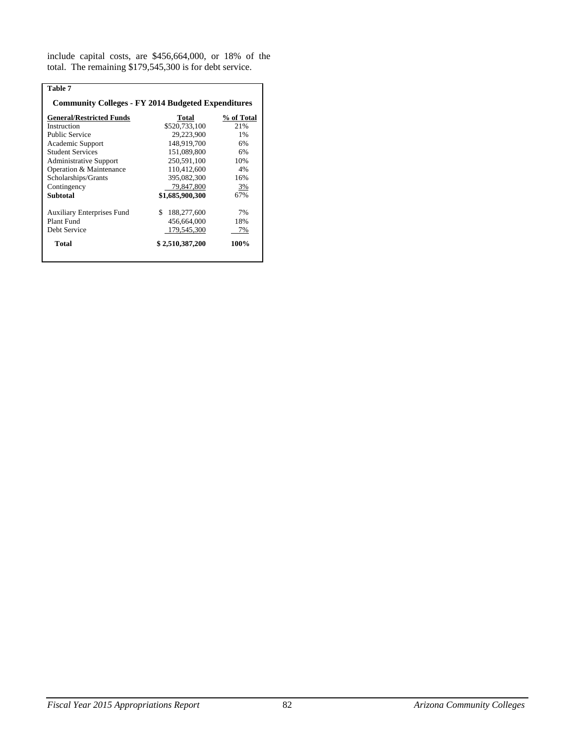include capital costs, are $456,664,000, or 18% of the total. The remaining $179,545,300 is for debt service.

**Table 7**

**Community Colleges - FY 2014 Budgeted Expenditures**

| General/Restricted Funds | Total | % of Total |
|---|---|---|
| Instruction | $520,733,100 | 21% |
| Public Service | 29,223,900 | 1% |
| Academic Support | 148,919,700 | 6% |
| Student Services | 151,089,800 | 6% |
| Administrative Support | 250,591,100 | 10% |
| Operation & Maintenance | 110,412,600 | 4% |
| Scholarships/Grants | 395,082,300 | 16% |
| Contingency | 79,847,800 | 3% |
| **Subtotal** | **$1,685,900,300** | 67% |
| | | |
| Auxiliary Enterprises Fund | $ 188,277,600 | 7% |
| Plant Fund | 456,664,000 | 18% |
| Debt Service | 179,545,300 | 7% |
| **Total** | **$ 2,510,387,200** | **100%** |